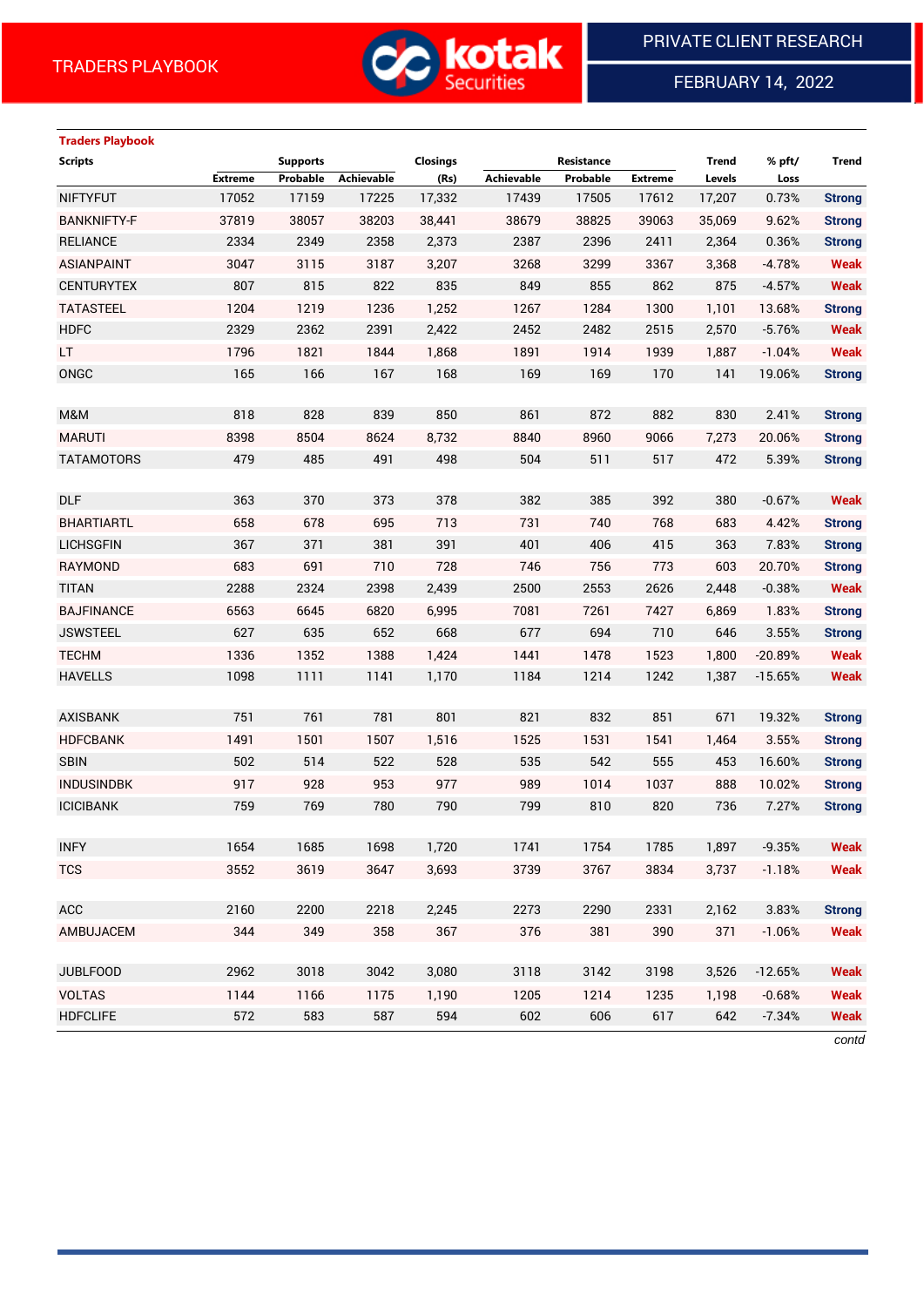# TRADERS PLAYBOOK

PRIVATE CLIENT RESEARCH

FEBRUARY 14, 2022

**Traders Playbook**

| Scripts | Supports | | | Closings | Resistance | | | Trend | % pft/ | Trend |
|---|---|---|---|---|---|---|---|---|---|---|
| | Extreme | Probable | Achievable | (Rs) | Achievable | Probable | Extreme | Levels | Loss | |
| NIFTYFUT | 17052 | 17159 | 17225 | 17,332 | 17439 | 17505 | 17612 | 17,207 | 0.73% | Strong |
| BANKNIFTY-F | 37819 | 38057 | 38203 | 38,441 | 38679 | 38825 | 39063 | 35,069 | 9.62% | Strong |
| RELIANCE | 2334 | 2349 | 2358 | 2,373 | 2387 | 2396 | 2411 | 2,364 | 0.36% | Strong |
| ASIANPAINT | 3047 | 3115 | 3187 | 3,207 | 3268 | 3299 | 3367 | 3,368 | -4.78% | Weak |
| CENTURYTEX | 807 | 815 | 822 | 835 | 849 | 855 | 862 | 875 | -4.57% | Weak |
| TATASTEEL | 1204 | 1219 | 1236 | 1,252 | 1267 | 1284 | 1300 | 1,101 | 13.68% | Strong |
| HDFC | 2329 | 2362 | 2391 | 2,422 | 2452 | 2482 | 2515 | 2,570 | -5.76% | Weak |
| LT | 1796 | 1821 | 1844 | 1,868 | 1891 | 1914 | 1939 | 1,887 | -1.04% | Weak |
| ONGC | 165 | 166 | 167 | 168 | 169 | 169 | 170 | 141 | 19.06% | Strong |
| | | | | | | | | | | |
| M&M | 818 | 828 | 839 | 850 | 861 | 872 | 882 | 830 | 2.41% | Strong |
| MARUTI | 8398 | 8504 | 8624 | 8,732 | 8840 | 8960 | 9066 | 7,273 | 20.06% | Strong |
| TATAMOTORS | 479 | 485 | 491 | 498 | 504 | 511 | 517 | 472 | 5.39% | Strong |
| | | | | | | | | | | |
| DLF | 363 | 370 | 373 | 378 | 382 | 385 | 392 | 380 | -0.67% | Weak |
| BHARTIARTL | 658 | 678 | 695 | 713 | 731 | 740 | 768 | 683 | 4.42% | Strong |
| LICHSGFIN | 367 | 371 | 381 | 391 | 401 | 406 | 415 | 363 | 7.83% | Strong |
| RAYMOND | 683 | 691 | 710 | 728 | 746 | 756 | 773 | 603 | 20.70% | Strong |
| TITAN | 2288 | 2324 | 2398 | 2,439 | 2500 | 2553 | 2626 | 2,448 | -0.38% | Weak |
| BAJFINANCE | 6563 | 6645 | 6820 | 6,995 | 7081 | 7261 | 7427 | 6,869 | 1.83% | Strong |
| JSWSTEEL | 627 | 635 | 652 | 668 | 677 | 694 | 710 | 646 | 3.55% | Strong |
| TECHM | 1336 | 1352 | 1388 | 1,424 | 1441 | 1478 | 1523 | 1,800 | -20.89% | Weak |
| HAVELLS | 1098 | 1111 | 1141 | 1,170 | 1184 | 1214 | 1242 | 1,387 | -15.65% | Weak |
| | | | | | | | | | | |
| AXISBANK | 751 | 761 | 781 | 801 | 821 | 832 | 851 | 671 | 19.32% | Strong |
| HDFCBANK | 1491 | 1501 | 1507 | 1,516 | 1525 | 1531 | 1541 | 1,464 | 3.55% | Strong |
| SBIN | 502 | 514 | 522 | 528 | 535 | 542 | 555 | 453 | 16.60% | Strong |
| INDUSINDBK | 917 | 928 | 953 | 977 | 989 | 1014 | 1037 | 888 | 10.02% | Strong |
| ICICIBANK | 759 | 769 | 780 | 790 | 799 | 810 | 820 | 736 | 7.27% | Strong |
| | | | | | | | | | | |
| INFY | 1654 | 1685 | 1698 | 1,720 | 1741 | 1754 | 1785 | 1,897 | -9.35% | Weak |
| TCS | 3552 | 3619 | 3647 | 3,693 | 3739 | 3767 | 3834 | 3,737 | -1.18% | Weak |
| | | | | | | | | | | |
| ACC | 2160 | 2200 | 2218 | 2,245 | 2273 | 2290 | 2331 | 2,162 | 3.83% | Strong |
| AMBUJACEM | 344 | 349 | 358 | 367 | 376 | 381 | 390 | 371 | -1.06% | Weak |
| | | | | | | | | | | |
| JUBLFOOD | 2962 | 3018 | 3042 | 3,080 | 3118 | 3142 | 3198 | 3,526 | -12.65% | Weak |
| VOLTAS | 1144 | 1166 | 1175 | 1,190 | 1205 | 1214 | 1235 | 1,198 | -0.68% | Weak |
| HDFCLIFE | 572 | 583 | 587 | 594 | 602 | 606 | 617 | 642 | -7.34% | Weak |

*contd*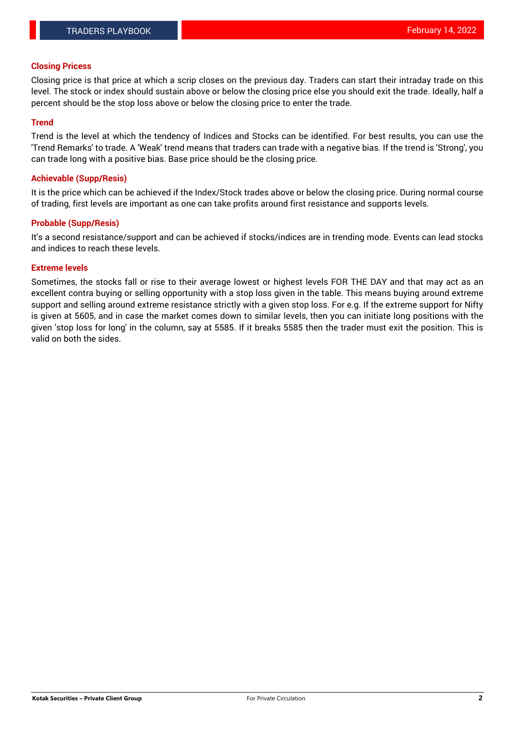## Closing Pricess

Closing price is that price at which a scrip closes on the previous day. Traders can start their intraday trade on this level. The stock or index should sustain above or below the closing price else you should exit the trade. Ideally, half a percent should be the stop loss above or below the closing price to enter the trade.

## Trend

Trend is the level at which the tendency of Indices and Stocks can be identified. For best results, you can use the 'Trend Remarks' to trade. A 'Weak' trend means that traders can trade with a negative bias. If the trend is 'Strong', you can trade long with a positive bias. Base price should be the closing price.

## Achievable (Supp/Resis)

It is the price which can be achieved if the Index/Stock trades above or below the closing price. During normal course of trading, first levels are important as one can take profits around first resistance and supports levels.

## Probable (Supp/Resis)

It's a second resistance/support and can be achieved if stocks/indices are in trending mode. Events can lead stocks and indices to reach these levels.

## Extreme levels

Sometimes, the stocks fall or rise to their average lowest or highest levels FOR THE DAY and that may act as an excellent contra buying or selling opportunity with a stop loss given in the table. This means buying around extreme support and selling around extreme resistance strictly with a given stop loss. For e.g. If the extreme support for Nifty is given at 5605, and in case the market comes down to similar levels, then you can initiate long positions with the given 'stop loss for long' in the column, say at 5585. If it breaks 5585 then the trader must exit the position. This is valid on both the sides.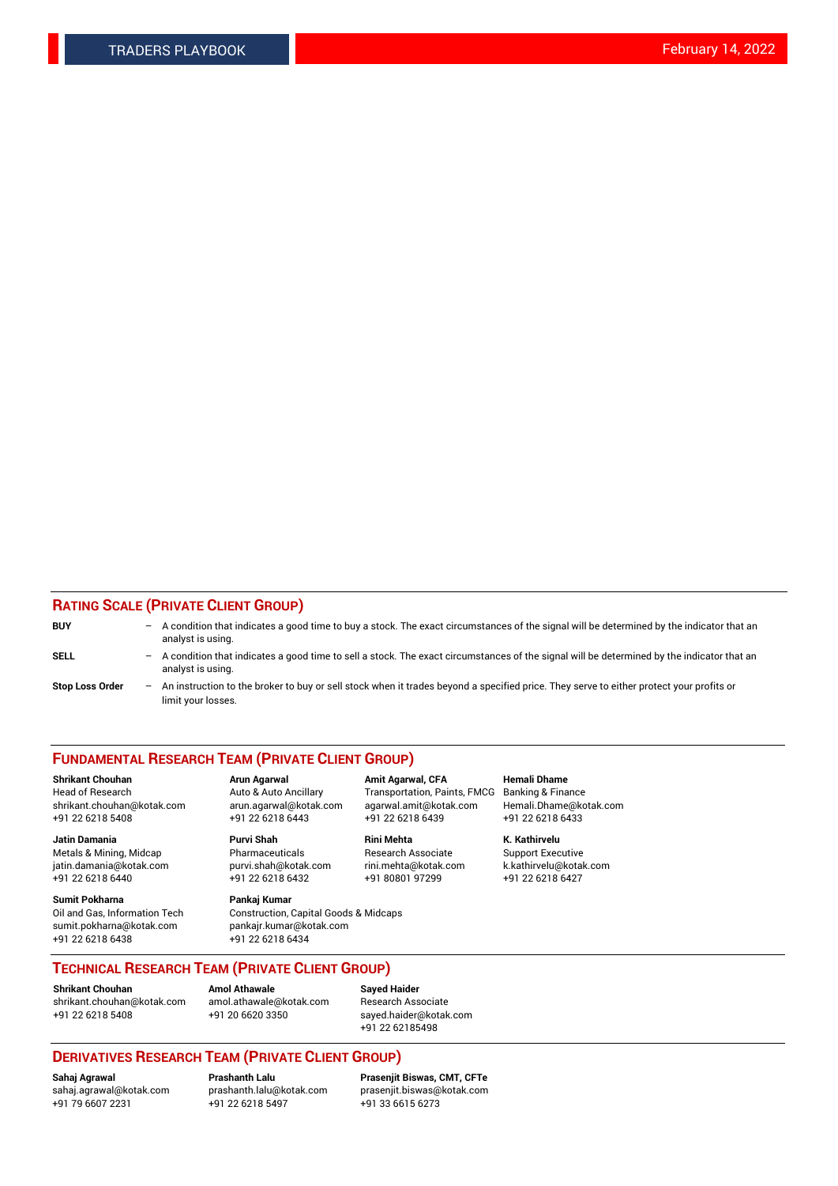## RATING SCALE (PRIVATE CLIENT GROUP)

**BUY** – A condition that indicates a good time to buy a stock. The exact circumstances of the signal will be determined by the indicator that an analyst is using.

**SELL** – A condition that indicates a good time to sell a stock. The exact circumstances of the signal will be determined by the indicator that an analyst is using.

**Stop Loss Order** – An instruction to the broker to buy or sell stock when it trades beyond a specified price. They serve to either protect your profits or limit your losses.

## FUNDAMENTAL RESEARCH TEAM (PRIVATE CLIENT GROUP)

**Shrikant Chouhan**
Head of Research
shrikant.chouhan@kotak.com
+91 22 6218 5408

**Arun Agarwal**
Auto & Auto Ancillary
arun.agarwal@kotak.com
+91 22 6218 6443

**Amit Agarwal, CFA**
Transportation, Paints, FMCG
agarwal.amit@kotak.com
+91 22 6218 6439

**Hemali Dhame**
Banking & Finance
Hemali.Dhame@kotak.com
+91 22 6218 6433

**Jatin Damania**
Metals & Mining, Midcap
jatin.damania@kotak.com
+91 22 6218 6440

**Purvi Shah**
Pharmaceuticals
purvi.shah@kotak.com
+91 22 6218 6432

**Rini Mehta**
Research Associate
rini.mehta@kotak.com
+91 80801 97299

**K. Kathirvelu**
Support Executive
k.kathirvelu@kotak.com
+91 22 6218 6427

**Sumit Pokharna**
Oil and Gas, Information Tech
sumit.pokharna@kotak.com
+91 22 6218 6438

**Pankaj Kumar**
Construction, Capital Goods & Midcaps
pankajr.kumar@kotak.com
+91 22 6218 6434

## TECHNICAL RESEARCH TEAM (PRIVATE CLIENT GROUP)

**Shrikant Chouhan**
shrikant.chouhan@kotak.com
+91 22 6218 5408

**Amol Athawale**
amol.athawale@kotak.com
+91 20 6620 3350

**Sayed Haider**
Research Associate
sayed.haider@kotak.com
+91 22 62185498

## DERIVATIVES RESEARCH TEAM (PRIVATE CLIENT GROUP)

**Sahaj Agrawal**
sahaj.agrawal@kotak.com
+91 79 6607 2231

**Prashanth Lalu**
prashanth.lalu@kotak.com
+91 22 6218 5497

**Prasenjit Biswas, CMT, CFTe**
prasenjit.biswas@kotak.com
+91 33 6615 6273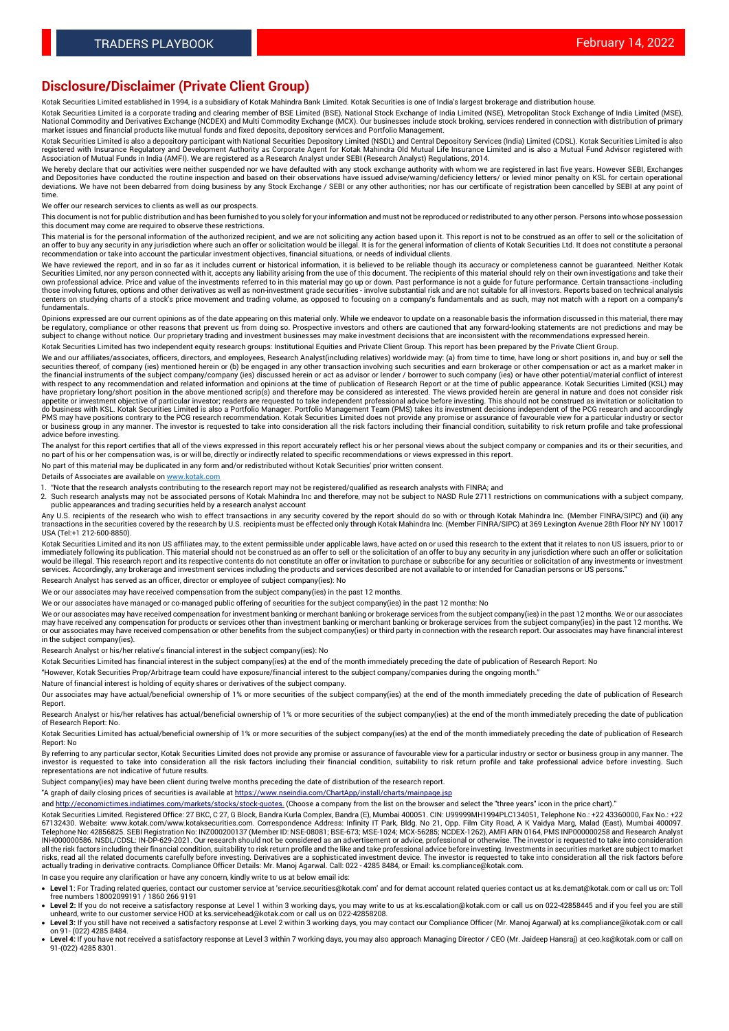## Disclosure/Disclaimer (Private Client Group)

Kotak Securities Limited established in 1994, is a subsidiary of Kotak Mahindra Bank Limited. Kotak Securities is one of India's largest brokerage and distribution house.

Kotak Securities Limited is a corporate trading and clearing member of BSE Limited (BSE), National Stock Exchange of India Limited (NSE), Metropolitan Stock Exchange of India Limited (MSE), National Commodity and Derivatives Exchange (NCDEX) and Multi Commodity Exchange (MCX). Our businesses include stock broking, services rendered in connection with distribution of primary market issues and financial products like mutual funds and fixed deposits, depository services and Portfolio Management.

Kotak Securities Limited is also a depository participant with National Securities Depository Limited (NSDL) and Central Depository Services (India) Limited (CDSL). Kotak Securities Limited is also registered with Insurance Regulatory and Development Authority as Corporate Agent for Kotak Mahindra Old Mutual Life Insurance Limited and is also a Mutual Fund Advisor registered with Association of Mutual Funds in India (AMFI). We are registered as a Research Analyst under SEBI (Research Analyst) Regulations, 2014.

We hereby declare that our activities were neither suspended nor we have defaulted with any stock exchange authority with whom we are registered in last five years. However SEBI, Exchanges and Depositories have conducted the routine inspection and based on their observations have issued advise/warning/deficiency letters/ or levied minor penalty on KSL for certain operational deviations. We have not been debarred from doing business by any Stock Exchange / SEBI or any other authorities; nor has our certificate of registration been cancelled by SEBI at any point of time.

We offer our research services to clients as well as our prospects.

This document is not for public distribution and has been furnished to you solely for your information and must not be reproduced or redistributed to any other person. Persons into whose possession this document may come are required to observe these restrictions.

This material is for the personal information of the authorized recipient, and we are not soliciting any action based upon it. This report is not to be construed as an offer to sell or the solicitation of an offer to buy any security in any jurisdiction where such an offer or solicitation would be illegal. It is for the general information of clients of Kotak Securities Ltd. It does not constitute a personal recommendation or take into account the particular investment objectives, financial situations, or needs of individual clients.

We have reviewed the report, and in so far as it includes current or historical information, it is believed to be reliable though its accuracy or completeness cannot be guaranteed. Neither Kotak Securities Limited, nor any person connected with it, accepts any liability arising from the use of this document. The recipients of this material should rely on their own investigations and take their own professional advice. Price and value of the investments referred to in this material may go up or down. Past performance is not a guide for future performance. Certain transactions -including those involving futures, options and other derivatives as well as non-investment grade securities - involve substantial risk and are not suitable for all investors. Reports based on technical analysis centers on studying charts of a stock's price movement and trading volume, as opposed to focusing on a company's fundamentals and as such, may not match with a report on a company's fundamentals.

Opinions expressed are our current opinions as of the date appearing on this material only. While we endeavor to update on a reasonable basis the information discussed in this material, there may be regulatory, compliance or other reasons that prevent us from doing so. Prospective investors and others are cautioned that any forward-looking statements are not predictions and may be subject to change without notice. Our proprietary trading and investment businesses may make investment decisions that are inconsistent with the recommendations expressed herein.

Kotak Securities Limited has two independent equity research groups: Institutional Equities and Private Client Group. This report has been prepared by the Private Client Group.

We and our affiliates/associates, officers, directors, and employees, Research Analyst(including relatives) worldwide may: (a) from time to time, have long or short positions in, and buy or sell the securities thereof, of company (ies) mentioned herein or (b) be engaged in any other transaction involving such securities and earn brokerage or other compensation or act as a market maker in the financial instruments of the subject company/company (ies) discussed herein or act as advisor or lender / borrower to such company (ies) or have other potential/material conflict of interest with respect to any recommendation and related information and opinions at the time of publication of Research Report or at the time of public appearance. Kotak Securities Limited (KSL) may have proprietary long/short position in the above mentioned scrip(s) and therefore may be considered as interested. The views provided herein are general in nature and does not consider risk appetite or investment objective of particular investor; readers are requested to take independent professional advice before investing. This should not be construed as invitation or solicitation to do business with KSL. Kotak Securities Limited is also a Portfolio Manager. Portfolio Management Team (PMS) takes its investment decisions independent of the PCG research and accordingly PMS may have positions contrary to the PCG research recommendation. Kotak Securities Limited does not provide any promise or assurance of favourable view for a particular industry or sector or business group in any manner. The investor is requested to take into consideration all the risk factors including their financial condition, suitability to risk return profile and take professional advice before investing.

The analyst for this report certifies that all of the views expressed in this report accurately reflect his or her personal views about the subject company or companies and its or their securities, and no part of his or her compensation was, is or will be, directly or indirectly related to specific recommendations or views expressed in this report.

No part of this material may be duplicated in any form and/or redistributed without Kotak Securities' prior written consent.

Details of Associates are available on www.kotak.com

1. "Note that the research analysts contributing to the research report may not be registered/qualified as research analysts with FINRA; and
2. Such research analysts may not be associated persons of Kotak Mahindra Inc and therefore, may not be subject to NASD Rule 2711 restrictions on communications with a subject company, public appearances and trading securities held by a research analyst account

Any U.S. recipients of the research who wish to effect transactions in any security covered by the report should do so with or through Kotak Mahindra Inc. (Member FINRA/SIPC) and (ii) any transactions in the securities covered by the research by U.S. recipients must be effected only through Kotak Mahindra Inc. (Member FINRA/SIPC) at 369 Lexington Avenue 28th Floor NY NY 10017 USA (Tel:+1 212-600-8850).

Kotak Securities Limited and its non US affiliates may, to the extent permissible under applicable laws, have acted on or used this research to the extent that it relates to non US issuers, prior to or immediately following its publication. This material should not be construed as an offer to sell or the solicitation of an offer to buy any security in any jurisdiction where such an offer or solicitation would be illegal. This research report and its respective contents do not constitute an offer or invitation to purchase or subscribe for any securities or solicitation of any investments or investment services. Accordingly, any brokerage and investment services including the products and services described are not available to or intended for Canadian persons or US persons."

Research Analyst has served as an officer, director or employee of subject company(ies): No

We or our associates may have received compensation from the subject company(ies) in the past 12 months.

We or our associates have managed or co-managed public offering of securities for the subject company(ies) in the past 12 months: No

We or our associates may have received compensation for investment banking or merchant banking or brokerage services from the subject company(ies) in the past 12 months. We or our associates may have received any compensation for products or services other than investment banking or merchant banking or brokerage services from the subject company(ies) in the past 12 months. We or our associates may have received compensation or other benefits from the subject company(ies) or third party in connection with the research report. Our associates may have financial interest in the subject company(ies).

Research Analyst or his/her relative's financial interest in the subject company(ies): No

Kotak Securities Limited has financial interest in the subject company(ies) at the end of the month immediately preceding the date of publication of Research Report: No

"However, Kotak Securities Prop/Arbitrage team could have exposure/financial interest to the subject company/companies during the ongoing month."

Nature of financial interest is holding of equity shares or derivatives of the subject company.

Our associates may have actual/beneficial ownership of 1% or more securities of the subject company(ies) at the end of the month immediately preceding the date of publication of Research Report.

Research Analyst or his/her relatives has actual/beneficial ownership of 1% or more securities of the subject company(ies) at the end of the month immediately preceding the date of publication of Research Report: No.

Kotak Securities Limited has actual/beneficial ownership of 1% or more securities of the subject company(ies) at the end of the month immediately preceding the date of publication of Research Report: No

By referring to any particular sector, Kotak Securities Limited does not provide any promise or assurance of favourable view for a particular industry or sector or business group in any manner. The investor is requested to take into consideration all the risk factors including their financial condition, suitability to risk return profile and take professional advice before investing. Such representations are not indicative of future results.

Subject company(ies) may have been client during twelve months preceding the date of distribution of the research report.

"A graph of daily closing prices of securities is available at https://www.nseindia.com/ChartApp/install/charts/mainpage.jsp

and http://economictimes.indiatimes.com/markets/stocks/stock-quotes. (Choose a company from the list on the browser and select the "three years" icon in the price chart)."

Kotak Securities Limited. Registered Office: 27 BKC, C 27, G Block, Bandra Kurla Complex, Bandra (E), Mumbai 400051. CIN: U99999MH1994PLC134051, Telephone No.: +22 43360000, Fax No.: +22 67132430. Website: www.kotak.com/www.kotaksecurities.com. Correspondence Address: Infinity IT Park, Bldg. No 21, Opp. Film City Road, A K Vaidya Marg, Malad (East), Mumbai 400097. Telephone No: 42856825. SEBI Registration No: INZ000200137 (Member ID: NSE-08081; BSE-673; MSE-1024; MCX-56285; NCDEX-1262), AMFI ARN 0164, PMS INP000000258 and Research Analyst INH000000586. NSDL/CDSL: IN-DP-629-2021. Our research should not be considered as an advertisement or advice, professional or otherwise. The investor is requested to take into consideration all the risk factors including their financial condition, suitability to risk return profile and the like and take professional advice before investing. Investments in securities market are subject to market risks, read all the related documents carefully before investing. Derivatives are a sophisticated investment device. The investor is requested to take into consideration all the risk factors before actually trading in derivative contracts. Compliance Officer Details: Mr. Manoj Agarwal. Call: 022 - 4285 8484, or Email: ks.compliance@kotak.com.

In case you require any clarification or have any concern, kindly write to us at below email ids:

- **Level 1**: For Trading related queries, contact our customer service at 'service.securities@kotak.com' and for demat account related queries contact us at ks.demat@kotak.com or call us on: Toll free numbers 18002099191 / 1860 266 9191
- **Level 2:** If you do not receive a satisfactory response at Level 1 within 3 working days, you may write to us at ks.escalation@kotak.com or call us on 022-42858445 and if you feel you are still unheard, write to our customer service HOD at ks.servicehead@kotak.com or call us on 022-42858208.
- **Level 3:** If you still have not received a satisfactory response at Level 2 within 3 working days, you may contact our Compliance Officer (Mr. Manoj Agarwal) at ks.compliance@kotak.com or call on 91- (022) 4285 8484.
- **Level 4:** If you have not received a satisfactory response at Level 3 within 7 working days, you may also approach Managing Director / CEO (Mr. Jaideep Hansraj) at ceo.ks@kotak.com or call on 91-(022) 4285 8301.